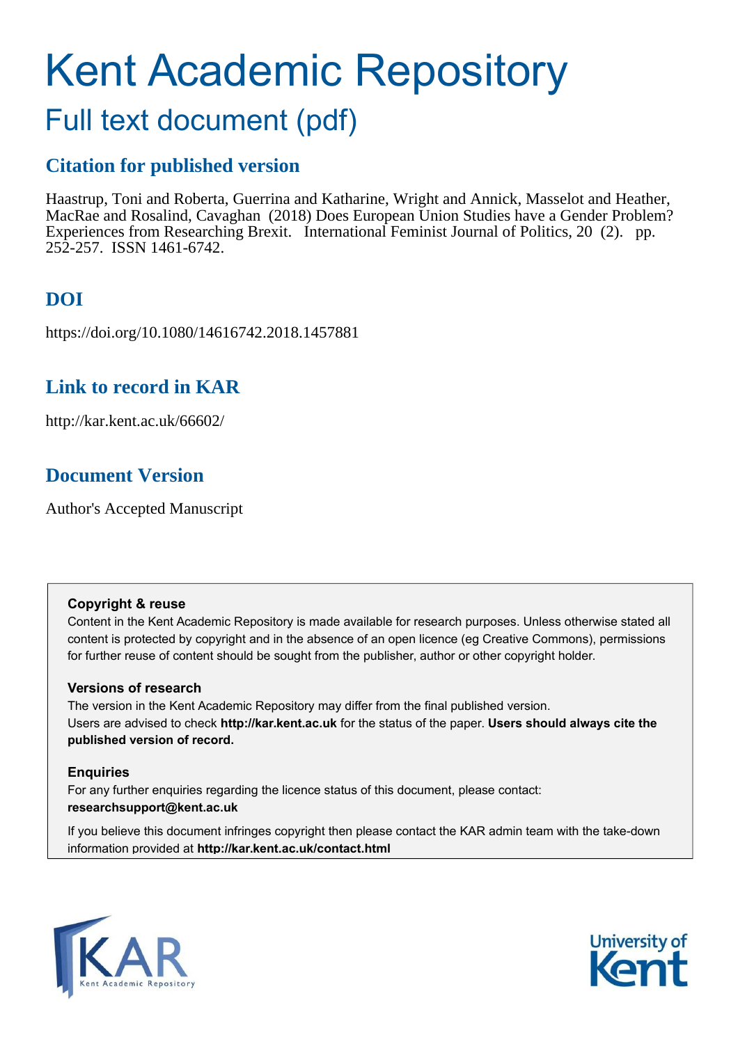# Kent Academic Repository

## Full text document (pdf)

### Citation for published version

Haastrup, Toni and Roberta, Guerrina and Katharine, Wright and Annick, Masselot and Heather, MacRae and Rosalind, Cavaghan (2018) Does European Union Studies have a Gender Problem? Experiences from Researching Brexit. International Feminist Journal of Politics, 20 (2). pp. 252-257. ISSN 1461-6742.

### DOI

https://doi.org/10.1080/14616742.2018.1457881

### Link to record in KAR

http://kar.kent.ac.uk/66602/

### Document Version

Author's Accepted Manuscript

**Copyright & reuse**

Content in the Kent Academic Repository is made available for research purposes. Unless otherwise stated all content is protected by copyright and in the absence of an open licence (eg Creative Commons), permissions for further reuse of content should be sought from the publisher, author or other copyright holder.

**Versions of research**

The version in the Kent Academic Repository may differ from the final published version. Users are advised to check **http://kar.kent.ac.uk** for the status of the paper. **Users should always cite the published version of record.**

**Enquiries**

For any further enquiries regarding the licence status of this document, please contact: **researchsupport@kent.ac.uk**

If you believe this document infringes copyright then please contact the KAR admin team with the take-down information provided at **http://kar.kent.ac.uk/contact.html**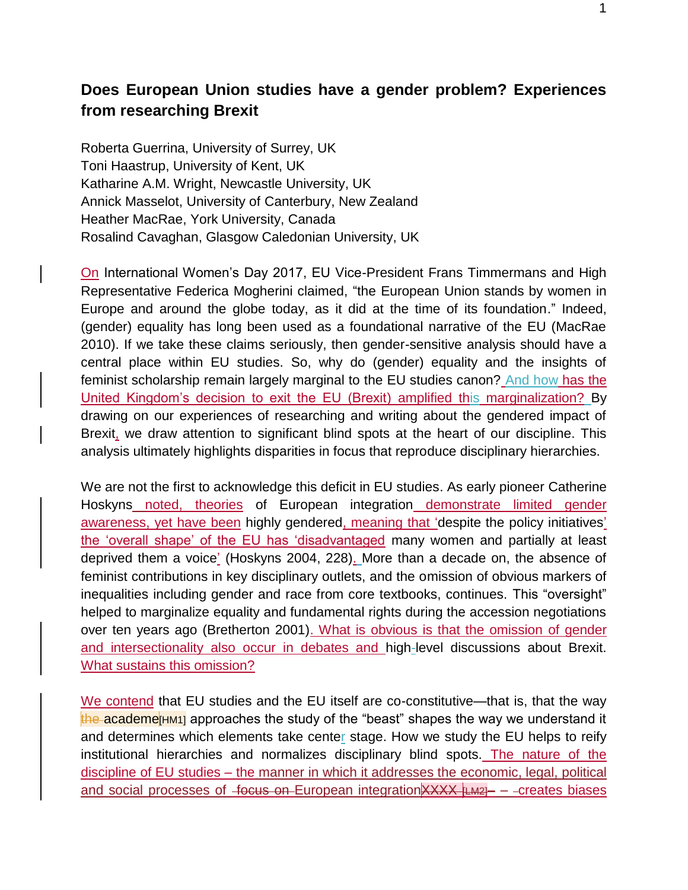**Does European Union studies have a gender problem? Experiences from researching Brexit**

Roberta Guerrina, University of Surrey, UK
Toni Haastrup, University of Kent, UK
Katharine A.M. Wright, Newcastle University, UK
Annick Masselot, University of Canterbury, New Zealand
Heather MacRae, York University, Canada
Rosalind Cavaghan, Glasgow Caledonian University, UK

On International Women's Day 2017, EU Vice-President Frans Timmermans and High Representative Federica Mogherini claimed, "the European Union stands by women in Europe and around the globe today, as it did at the time of its foundation." Indeed, (gender) equality has long been used as a foundational narrative of the EU (MacRae 2010). If we take these claims seriously, then gender-sensitive analysis should have a central place within EU studies. So, why do (gender) equality and the insights of feminist scholarship remain largely marginal to the EU studies canon? And how has the United Kingdom's decision to exit the EU (Brexit) amplified this marginalization? By drawing on our experiences of researching and writing about the gendered impact of Brexit, we draw attention to significant blind spots at the heart of our discipline. This analysis ultimately highlights disparities in focus that reproduce disciplinary hierarchies.

We are not the first to acknowledge this deficit in EU studies. As early pioneer Catherine Hoskyns noted, theories of European integration demonstrate limited gender awareness, yet have been highly gendered, meaning that 'despite the policy initiatives' the 'overall shape' of the EU has 'disadvantaged many women and partially at least deprived them a voice' (Hoskyns 2004, 228). More than a decade on, the absence of feminist contributions in key disciplinary outlets, and the omission of obvious markers of inequalities including gender and race from core textbooks, continues. This "oversight" helped to marginalize equality and fundamental rights during the accession negotiations over ten years ago (Bretherton 2001). What is obvious is that the omission of gender and intersectionality also occur in debates and high-level discussions about Brexit. What sustains this omission?

We contend that EU studies and the EU itself are co-constitutive—that is, that the way the academe[HM1] approaches the study of the "beast" shapes the way we understand it and determines which elements take center stage. How we study the EU helps to reify institutional hierarchies and normalizes disciplinary blind spots. The nature of the discipline of EU studies – the manner in which it addresses the economic, legal, political and social processes of focus on European integration XXXX [LM2] – creates biases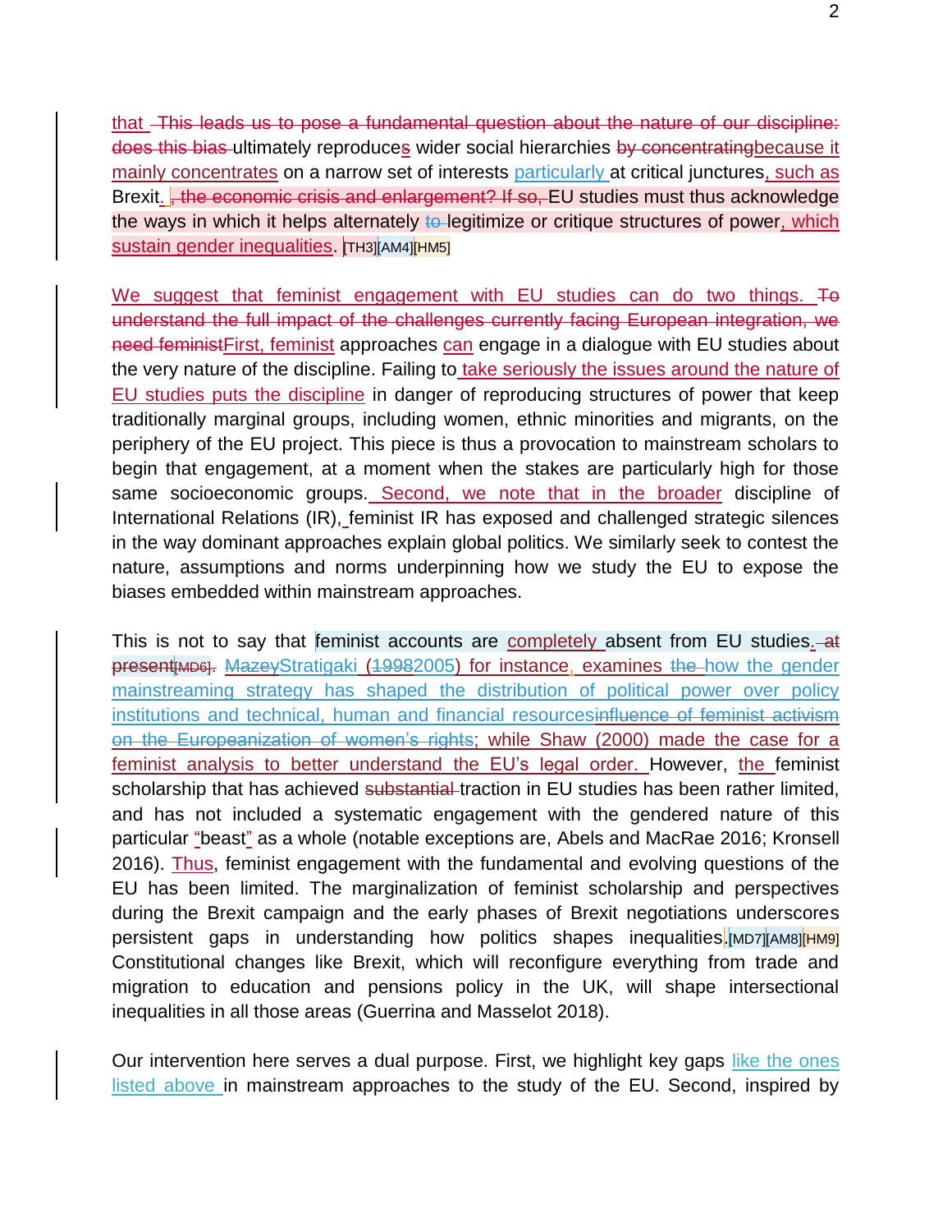that ~~This leads us to pose a fundamental question about the nature of our discipline: does this bias~~ ultimately reproduces wider social hierarchies ~~by concentrating~~because it mainly concentrates on a narrow set of interests particularly at critical junctures, such as Brexit. ~~, the economic crisis and enlargement? If so,~~ EU studies must thus acknowledge the ways in which it helps alternately ~~to~~ legitimize or critique structures of power, which sustain gender inequalities. [TH3][AM4][HM5]

We suggest that feminist engagement with EU studies can do two things. ~~To understand the full impact of the challenges currently facing European integration, we need feminist~~First, feminist approaches can engage in a dialogue with EU studies about the very nature of the discipline. Failing to take seriously the issues around the nature of EU studies puts the discipline in danger of reproducing structures of power that keep traditionally marginal groups, including women, ethnic minorities and migrants, on the periphery of the EU project. This piece is thus a provocation to mainstream scholars to begin that engagement, at a moment when the stakes are particularly high for those same socioeconomic groups. Second, we note that in the broader discipline of International Relations (IR), feminist IR has exposed and challenged strategic silences in the way dominant approaches explain global politics. We similarly seek to contest the nature, assumptions and norms underpinning how we study the EU to expose the biases embedded within mainstream approaches.

This is not to say that feminist accounts are completely absent from EU studies. ~~at present~~[MD6]~~.~~ ~~Mazey~~Stratigaki (~~1998~~2005) for instance, examines ~~the~~ how the gender mainstreaming strategy has shaped the distribution of political power over policy institutions and technical, human and financial resources~~influence of feminist activism on the Europeanization of women's rights~~; while Shaw (2000) made the case for a feminist analysis to better understand the EU's legal order. However, the feminist scholarship that has achieved ~~substantial~~ traction in EU studies has been rather limited, and has not included a systematic engagement with the gendered nature of this particular "beast" as a whole (notable exceptions are, Abels and MacRae 2016; Kronsell 2016). Thus, feminist engagement with the fundamental and evolving questions of the EU has been limited. The marginalization of feminist scholarship and perspectives during the Brexit campaign and the early phases of Brexit negotiations underscores persistent gaps in understanding how politics shapes inequalities.[MD7][AM8][HM9] Constitutional changes like Brexit, which will reconfigure everything from trade and migration to education and pensions policy in the UK, will shape intersectional inequalities in all those areas (Guerrina and Masselot 2018).

Our intervention here serves a dual purpose. First, we highlight key gaps like the ones listed above in mainstream approaches to the study of the EU. Second, inspired by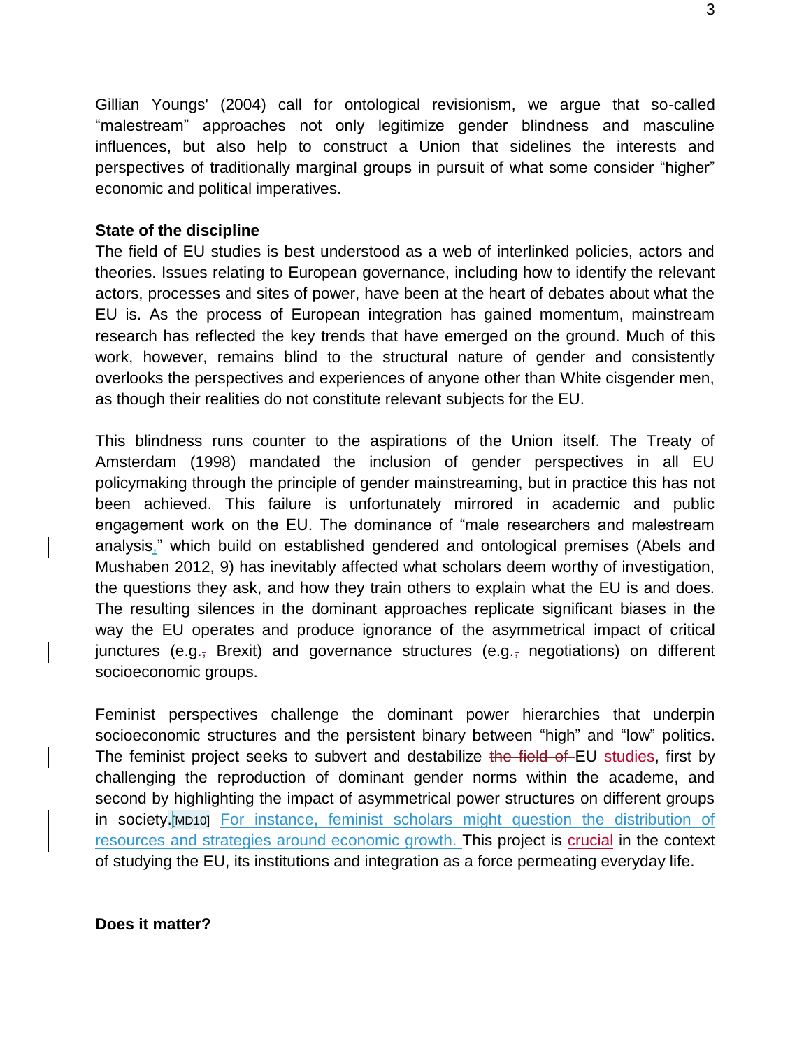Gillian Youngs' (2004) call for ontological revisionism, we argue that so-called "malestream" approaches not only legitimize gender blindness and masculine influences, but also help to construct a Union that sidelines the interests and perspectives of traditionally marginal groups in pursuit of what some consider "higher" economic and political imperatives.

**State of the discipline**

The field of EU studies is best understood as a web of interlinked policies, actors and theories. Issues relating to European governance, including how to identify the relevant actors, processes and sites of power, have been at the heart of debates about what the EU is. As the process of European integration has gained momentum, mainstream research has reflected the key trends that have emerged on the ground. Much of this work, however, remains blind to the structural nature of gender and consistently overlooks the perspectives and experiences of anyone other than White cisgender men, as though their realities do not constitute relevant subjects for the EU.

This blindness runs counter to the aspirations of the Union itself. The Treaty of Amsterdam (1998) mandated the inclusion of gender perspectives in all EU policymaking through the principle of gender mainstreaming, but in practice this has not been achieved. This failure is unfortunately mirrored in academic and public engagement work on the EU. The dominance of "male researchers and malestream analysis," which build on established gendered and ontological premises (Abels and Mushaben 2012, 9) has inevitably affected what scholars deem worthy of investigation, the questions they ask, and how they train others to explain what the EU is and does. The resulting silences in the dominant approaches replicate significant biases in the way the EU operates and produce ignorance of the asymmetrical impact of critical junctures (e.g.~~,~~ Brexit) and governance structures (e.g.~~,~~ negotiations) on different socioeconomic groups.

Feminist perspectives challenge the dominant power hierarchies that underpin socioeconomic structures and the persistent binary between "high" and "low" politics. The feminist project seeks to subvert and destabilize ~~the field of~~ EU studies, first by challenging the reproduction of dominant gender norms within the academe, and second by highlighting the impact of asymmetrical power structures on different groups in society.[MD10] For instance, feminist scholars might question the distribution of resources and strategies around economic growth. This project is crucial in the context of studying the EU, its institutions and integration as a force permeating everyday life.

**Does it matter?**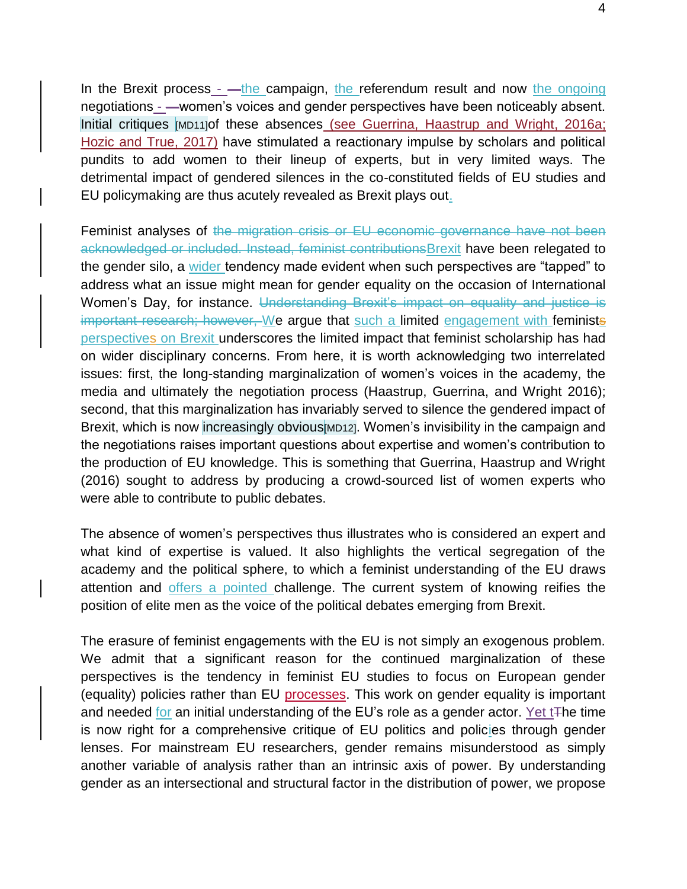In the Brexit process - the campaign, the referendum result and now the ongoing negotiations - women's voices and gender perspectives have been noticeably absent. Initial critiques [MD11]of these absences (see Guerrina, Haastrup and Wright, 2016a; Hozic and True, 2017) have stimulated a reactionary impulse by scholars and political pundits to add women to their lineup of experts, but in very limited ways. The detrimental impact of gendered silences in the co-constituted fields of EU studies and EU policymaking are thus acutely revealed as Brexit plays out.

Feminist analyses of Brexit have been relegated to the gender silo, a wider tendency made evident when such perspectives are "tapped" to address what an issue might mean for gender equality on the occasion of International Women's Day, for instance. We argue that such a limited engagement with feminist perspectives on Brexit underscores the limited impact that feminist scholarship has had on wider disciplinary concerns. From here, it is worth acknowledging two interrelated issues: first, the long-standing marginalization of women's voices in the academy, the media and ultimately the negotiation process (Haastrup, Guerrina, and Wright 2016); second, that this marginalization has invariably served to silence the gendered impact of Brexit, which is now increasingly obvious[MD12]. Women's invisibility in the campaign and the negotiations raises important questions about expertise and women's contribution to the production of EU knowledge. This is something that Guerrina, Haastrup and Wright (2016) sought to address by producing a crowd-sourced list of women experts who were able to contribute to public debates.

The absence of women's perspectives thus illustrates who is considered an expert and what kind of expertise is valued. It also highlights the vertical segregation of the academy and the political sphere, to which a feminist understanding of the EU draws attention and offers a pointed challenge. The current system of knowing reifies the position of elite men as the voice of the political debates emerging from Brexit.

The erasure of feminist engagements with the EU is not simply an exogenous problem. We admit that a significant reason for the continued marginalization of these perspectives is the tendency in feminist EU studies to focus on European gender (equality) policies rather than EU processes. This work on gender equality is important and needed for an initial understanding of the EU's role as a gender actor. Yet the time is now right for a comprehensive critique of EU politics and policies through gender lenses. For mainstream EU researchers, gender remains misunderstood as simply another variable of analysis rather than an intrinsic axis of power. By understanding gender as an intersectional and structural factor in the distribution of power, we propose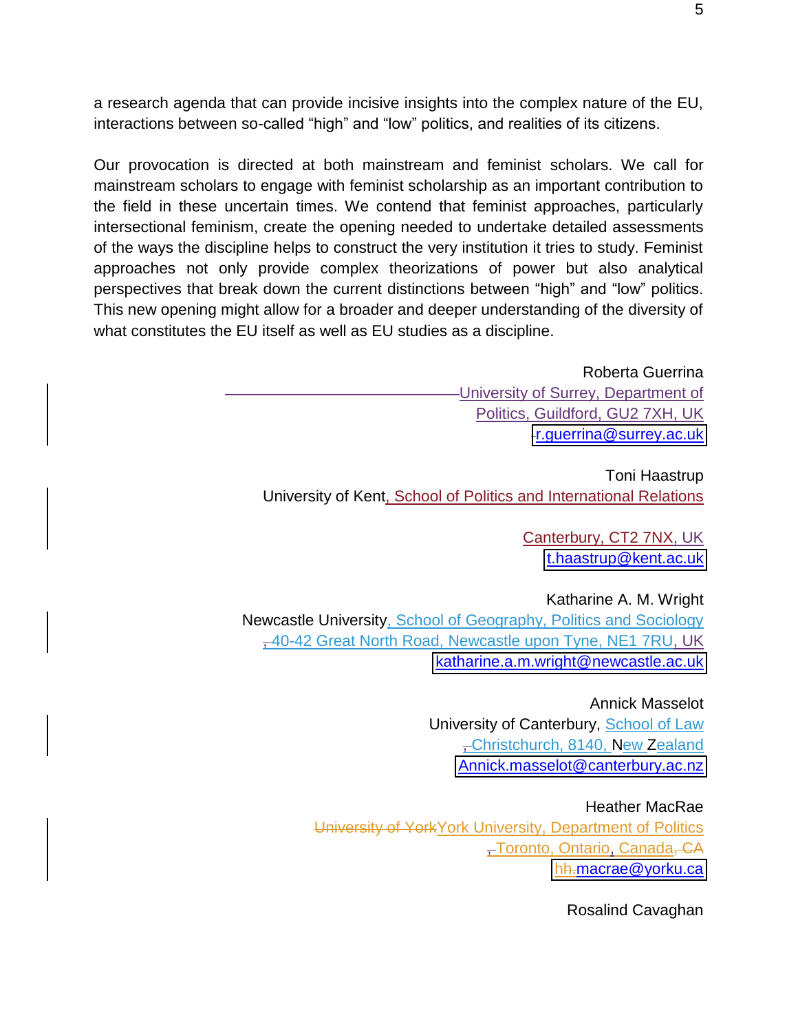a research agenda that can provide incisive insights into the complex nature of the EU, interactions between so-called "high" and "low" politics, and realities of its citizens.

Our provocation is directed at both mainstream and feminist scholars. We call for mainstream scholars to engage with feminist scholarship as an important contribution to the field in these uncertain times. We contend that feminist approaches, particularly intersectional feminism, create the opening needed to undertake detailed assessments of the ways the discipline helps to construct the very institution it tries to study. Feminist approaches not only provide complex theorizations of power but also analytical perspectives that break down the current distinctions between "high" and "low" politics. This new opening might allow for a broader and deeper understanding of the diversity of what constitutes the EU itself as well as EU studies as a discipline.

Roberta Guerrina
University of Surrey, Department of Politics, Guildford, GU2 7XH, UK
r.guerrina@surrey.ac.uk

Toni Haastrup
University of Kent, School of Politics and International Relations
Canterbury, CT2 7NX, UK
t.haastrup@kent.ac.uk

Katharine A. M. Wright
Newcastle University, School of Geography, Politics and Sociology
40-42 Great North Road, Newcastle upon Tyne, NE1 7RU, UK
katharine.a.m.wright@newcastle.ac.uk

Annick Masselot
University of Canterbury, School of Law
Christchurch, 8140, New Zealand
Annick.masselot@canterbury.ac.nz

Heather MacRae
York University, Department of Politics
Toronto, Ontario, Canada
hmacrae@yorku.ca

Rosalind Cavaghan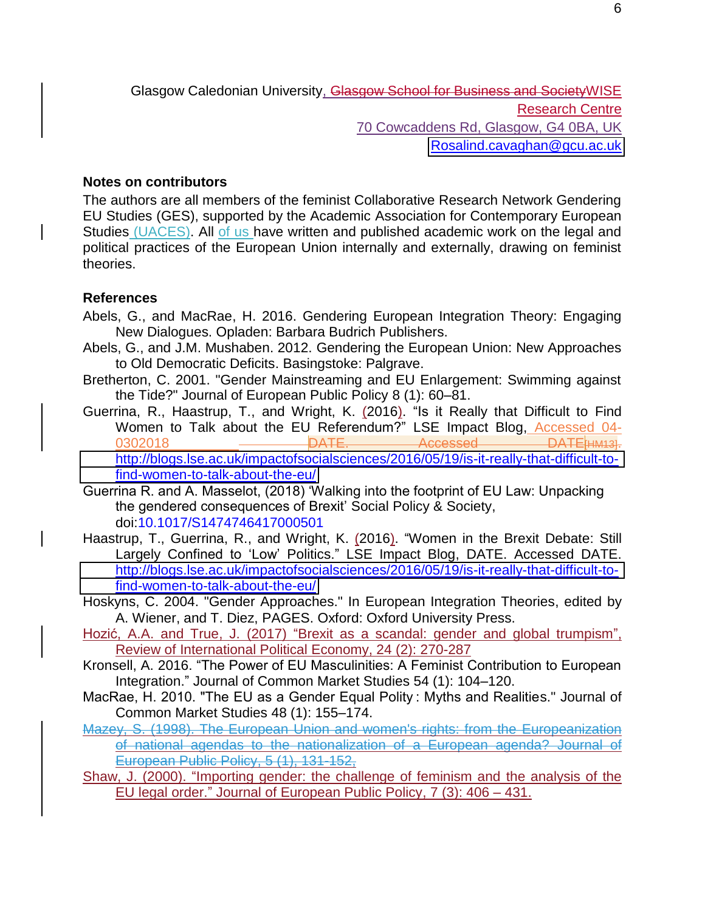Glasgow Caledonian University, Glasgow School for Business and SocietyWISE Research Centre

70 Cowcaddens Rd, Glasgow, G4 0BA, UK

Rosalind.cavaghan@gcu.ac.uk

**Notes on contributors**

The authors are all members of the feminist Collaborative Research Network Gendering EU Studies (GES), supported by the Academic Association for Contemporary European Studies (UACES). All of us have written and published academic work on the legal and political practices of the European Union internally and externally, drawing on feminist theories.

**References**

Abels, G., and MacRae, H. 2016. Gendering European Integration Theory: Engaging New Dialogues. Opladen: Barbara Budrich Publishers.

Abels, G., and J.M. Mushaben. 2012. Gendering the European Union: New Approaches to Old Democratic Deficits. Basingstoke: Palgrave.

Bretherton, C. 2001. "Gender Mainstreaming and EU Enlargement: Swimming against the Tide?" Journal of European Public Policy 8 (1): 60–81.

Guerrina, R., Haastrup, T., and Wright, K. (2016). "Is it Really that Difficult to Find Women to Talk about the EU Referendum?" LSE Impact Blog, Accessed 04-0302018 DATE. Accessed DATE[HM13]. http://blogs.lse.ac.uk/impactofsocialsciences/2016/05/19/is-it-really-that-difficult-to-find-women-to-talk-about-the-eu/

Guerrina R. and A. Masselot, (2018) 'Walking into the footprint of EU Law: Unpacking the gendered consequences of Brexit' Social Policy & Society, doi:10.1017/S1474746417000501

Haastrup, T., Guerrina, R., and Wright, K. (2016). "Women in the Brexit Debate: Still Largely Confined to 'Low' Politics." LSE Impact Blog, DATE. Accessed DATE. http://blogs.lse.ac.uk/impactofsocialsciences/2016/05/19/is-it-really-that-difficult-to-find-women-to-talk-about-the-eu/

Hoskyns, C. 2004. "Gender Approaches." In European Integration Theories, edited by A. Wiener, and T. Diez, PAGES. Oxford: Oxford University Press.

Hozić, A.A. and True, J. (2017) "Brexit as a scandal: gender and global trumpism", Review of International Political Economy, 24 (2): 270-287

Kronsell, A. 2016. "The Power of EU Masculinities: A Feminist Contribution to European Integration." Journal of Common Market Studies 54 (1): 104–120.

MacRae, H. 2010. "The EU as a Gender Equal Polity : Myths and Realities." Journal of Common Market Studies 48 (1): 155–174.

Mazey, S. (1998). The European Union and women's rights: from the Europeanization of national agendas to the nationalization of a European agenda? Journal of European Public Policy, 5 (1), 131-152,

Shaw, J. (2000). "Importing gender: the challenge of feminism and the analysis of the EU legal order." Journal of European Public Policy, 7 (3): 406 – 431.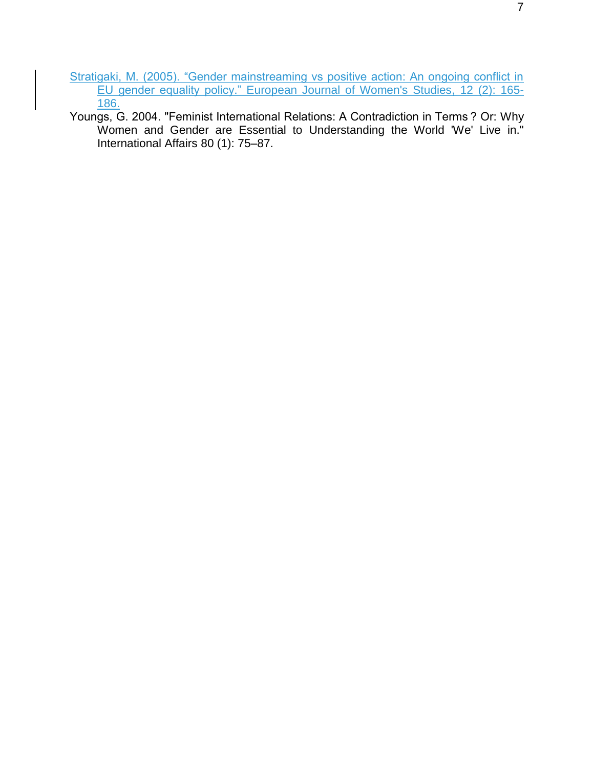Stratigaki, M. (2005). “Gender mainstreaming vs positive action: An ongoing conflict in EU gender equality policy.” European Journal of Women's Studies, 12 (2): 165-186.

Youngs, G. 2004. "Feminist International Relations: A Contradiction in Terms ? Or: Why Women and Gender are Essential to Understanding the World 'We' Live in." International Affairs 80 (1): 75–87.